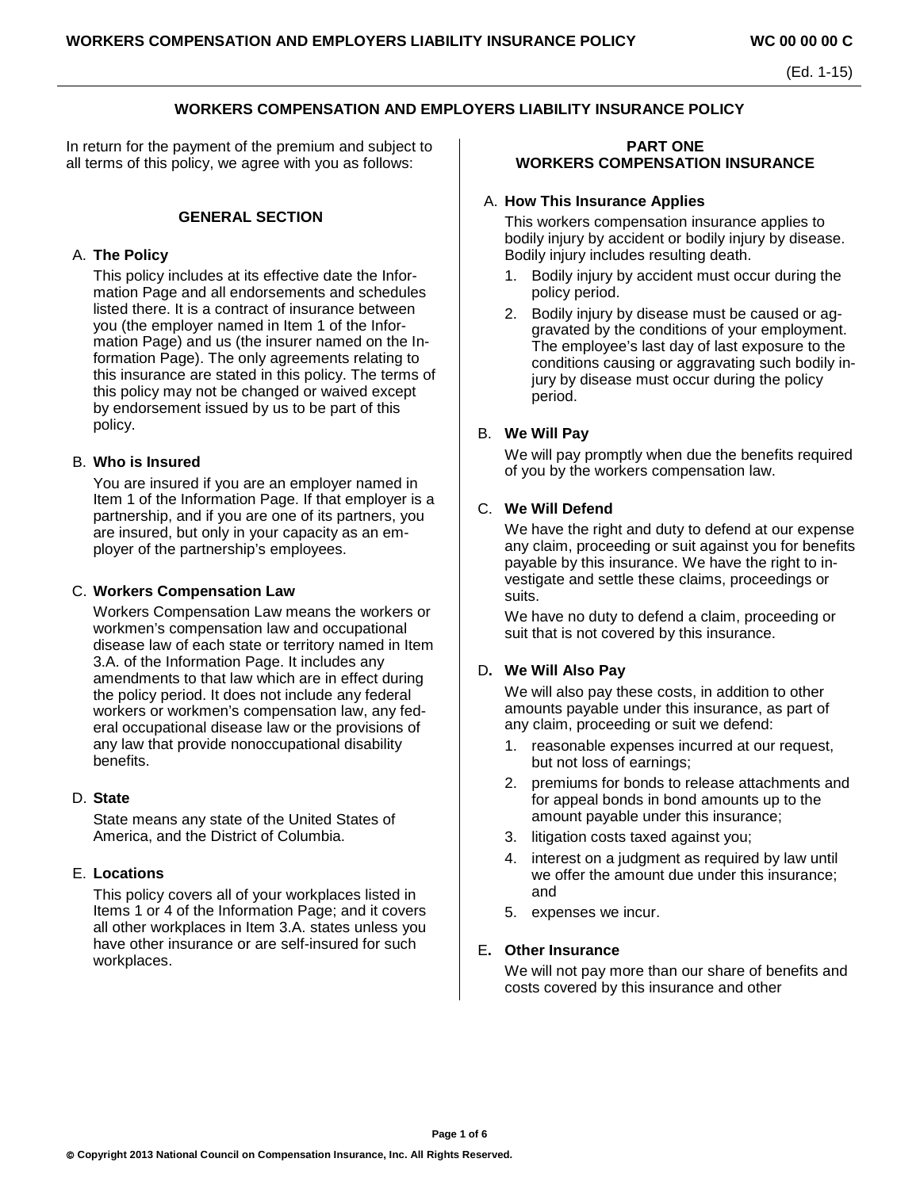# WORKERS COMPENSATION AND EMPLOYERS LIABILITY INSURANCE POLICY

In return for the payment of the premium and subject to all terms of this policy, we agree with you as follows:

## GENERAL SECTION

A. **The Policy**

This policy includes at its effective date the Information Page and all endorsements and schedules listed there. It is a contract of insurance between you (the employer named in Item 1 of the Information Page) and us (the insurer named on the Information Page). The only agreements relating to this insurance are stated in this policy. The terms of this policy may not be changed or waived except by endorsement issued by us to be part of this policy.

B. **Who is Insured**

You are insured if you are an employer named in Item 1 of the Information Page. If that employer is a partnership, and if you are one of its partners, you are insured, but only in your capacity as an employer of the partnership's employees.

C. **Workers Compensation Law**

Workers Compensation Law means the workers or workmen's compensation law and occupational disease law of each state or territory named in Item 3.A. of the Information Page. It includes any amendments to that law which are in effect during the policy period. It does not include any federal workers or workmen's compensation law, any federal occupational disease law or the provisions of any law that provide nonoccupational disability benefits.

D. **State**

State means any state of the United States of America, and the District of Columbia.

E. **Locations**

This policy covers all of your workplaces listed in Items 1 or 4 of the Information Page; and it covers all other workplaces in Item 3.A. states unless you have other insurance or are self-insured for such workplaces.

## PART ONE
## WORKERS COMPENSATION INSURANCE

A. **How This Insurance Applies**

This workers compensation insurance applies to bodily injury by accident or bodily injury by disease. Bodily injury includes resulting death.

1. Bodily injury by accident must occur during the policy period.
2. Bodily injury by disease must be caused or aggravated by the conditions of your employment. The employee's last day of last exposure to the conditions causing or aggravating such bodily injury by disease must occur during the policy period.

B. **We Will Pay**

We will pay promptly when due the benefits required of you by the workers compensation law.

C. **We Will Defend**

We have the right and duty to defend at our expense any claim, proceeding or suit against you for benefits payable by this insurance. We have the right to investigate and settle these claims, proceedings or suits.

We have no duty to defend a claim, proceeding or suit that is not covered by this insurance.

D**. We Will Also Pay**

We will also pay these costs, in addition to other amounts payable under this insurance, as part of any claim, proceeding or suit we defend:

1. reasonable expenses incurred at our request, but not loss of earnings;
2. premiums for bonds to release attachments and for appeal bonds in bond amounts up to the amount payable under this insurance;
3. litigation costs taxed against you;
4. interest on a judgment as required by law until we offer the amount due under this insurance; and
5. expenses we incur.

E**. Other Insurance**

We will not pay more than our share of benefits and costs covered by this insurance and other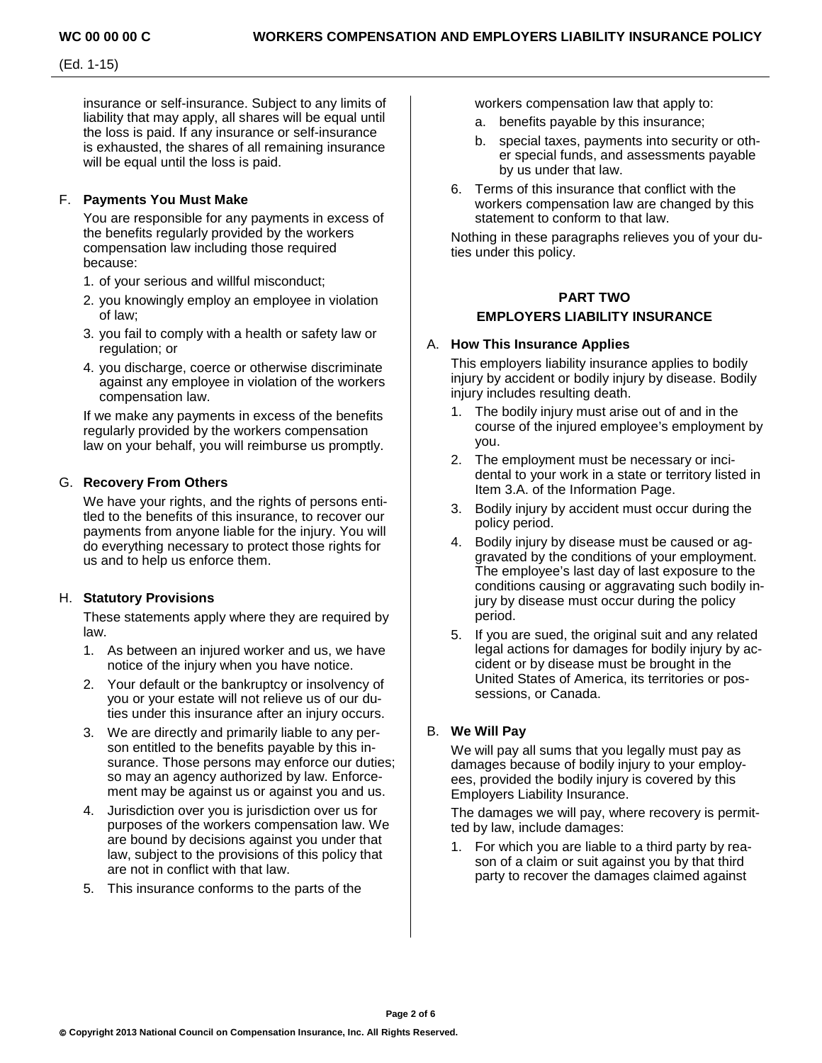insurance or self-insurance. Subject to any limits of liability that may apply, all shares will be equal until the loss is paid. If any insurance or self-insurance is exhausted, the shares of all remaining insurance will be equal until the loss is paid.

F. **Payments You Must Make**

You are responsible for any payments in excess of the benefits regularly provided by the workers compensation law including those required because:

1. of your serious and willful misconduct;
2. you knowingly employ an employee in violation of law;
3. you fail to comply with a health or safety law or regulation; or
4. you discharge, coerce or otherwise discriminate against any employee in violation of the workers compensation law.

If we make any payments in excess of the benefits regularly provided by the workers compensation law on your behalf, you will reimburse us promptly.

G. **Recovery From Others**

We have your rights, and the rights of persons entitled to the benefits of this insurance, to recover our payments from anyone liable for the injury. You will do everything necessary to protect those rights for us and to help us enforce them.

H. **Statutory Provisions**

These statements apply where they are required by law.

1. As between an injured worker and us, we have notice of the injury when you have notice.
2. Your default or the bankruptcy or insolvency of you or your estate will not relieve us of our duties under this insurance after an injury occurs.
3. We are directly and primarily liable to any person entitled to the benefits payable by this insurance. Those persons may enforce our duties; so may an agency authorized by law. Enforcement may be against us or against you and us.
4. Jurisdiction over you is jurisdiction over us for purposes of the workers compensation law. We are bound by decisions against you under that law, subject to the provisions of this policy that are not in conflict with that law.
5. This insurance conforms to the parts of the workers compensation law that apply to:
   a. benefits payable by this insurance;
   b. special taxes, payments into security or other special funds, and assessments payable by us under that law.
6. Terms of this insurance that conflict with the workers compensation law are changed by this statement to conform to that law.

Nothing in these paragraphs relieves you of your duties under this policy.

## PART TWO
## EMPLOYERS LIABILITY INSURANCE

A. **How This Insurance Applies**

This employers liability insurance applies to bodily injury by accident or bodily injury by disease. Bodily injury includes resulting death.

1. The bodily injury must arise out of and in the course of the injured employee's employment by you.
2. The employment must be necessary or incidental to your work in a state or territory listed in Item 3.A. of the Information Page.
3. Bodily injury by accident must occur during the policy period.
4. Bodily injury by disease must be caused or aggravated by the conditions of your employment. The employee's last day of last exposure to the conditions causing or aggravating such bodily injury by disease must occur during the policy period.
5. If you are sued, the original suit and any related legal actions for damages for bodily injury by accident or by disease must be brought in the United States of America, its territories or possessions, or Canada.

B. **We Will Pay**

We will pay all sums that you legally must pay as damages because of bodily injury to your employees, provided the bodily injury is covered by this Employers Liability Insurance.

The damages we will pay, where recovery is permitted by law, include damages:

1. For which you are liable to a third party by reason of a claim or suit against you by that third party to recover the damages claimed against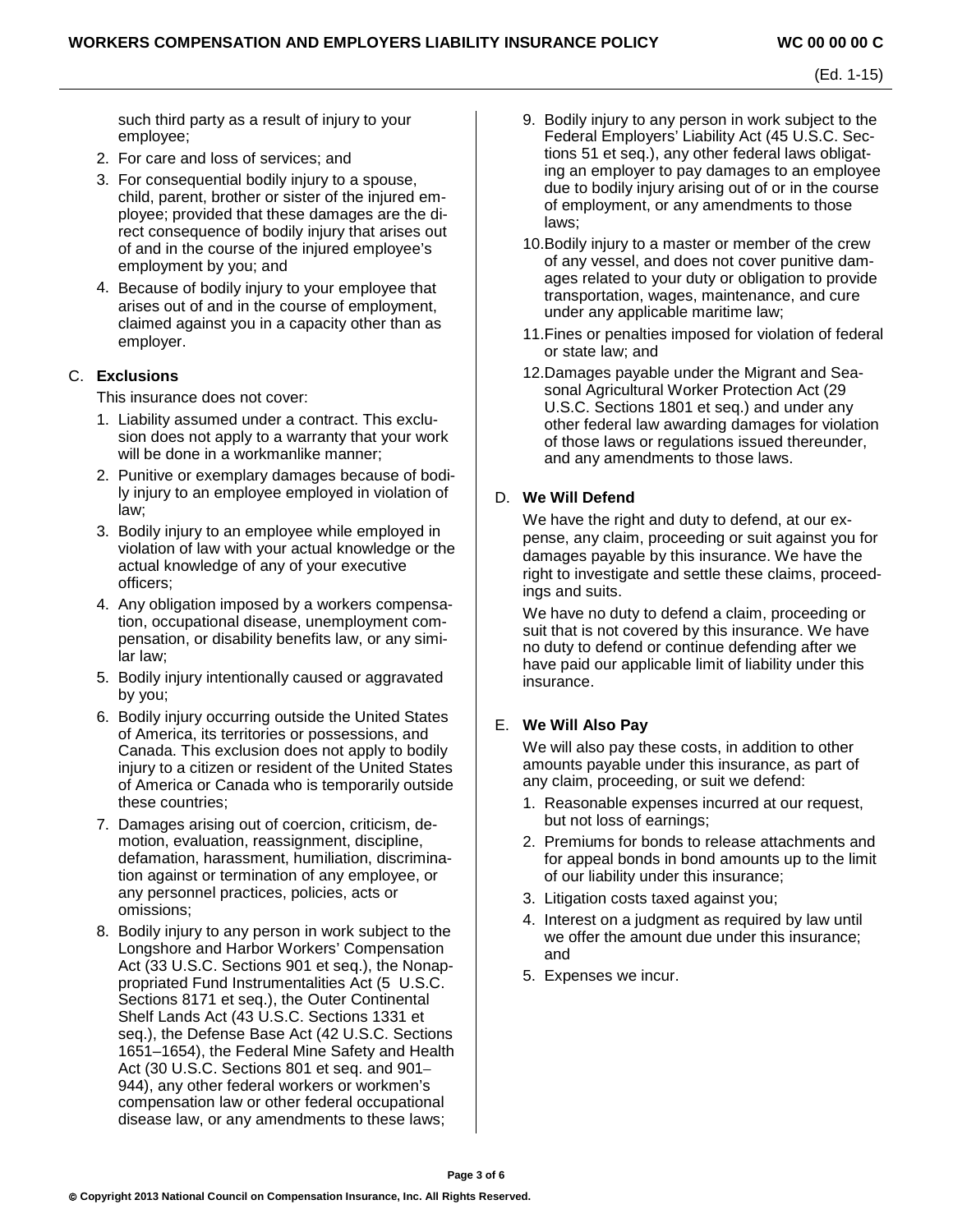such third party as a result of injury to your employee;

2. For care and loss of services; and
3. For consequential bodily injury to a spouse, child, parent, brother or sister of the injured employee; provided that these damages are the direct consequence of bodily injury that arises out of and in the course of the injured employee's employment by you; and
4. Because of bodily injury to your employee that arises out of and in the course of employment, claimed against you in a capacity other than as employer.

C. **Exclusions**

This insurance does not cover:

1. Liability assumed under a contract. This exclusion does not apply to a warranty that your work will be done in a workmanlike manner;
2. Punitive or exemplary damages because of bodily injury to an employee employed in violation of law;
3. Bodily injury to an employee while employed in violation of law with your actual knowledge or the actual knowledge of any of your executive officers;
4. Any obligation imposed by a workers compensation, occupational disease, unemployment compensation, or disability benefits law, or any similar law;
5. Bodily injury intentionally caused or aggravated by you;
6. Bodily injury occurring outside the United States of America, its territories or possessions, and Canada. This exclusion does not apply to bodily injury to a citizen or resident of the United States of America or Canada who is temporarily outside these countries;
7. Damages arising out of coercion, criticism, demotion, evaluation, reassignment, discipline, defamation, harassment, humiliation, discrimination against or termination of any employee, or any personnel practices, policies, acts or omissions;
8. Bodily injury to any person in work subject to the Longshore and Harbor Workers' Compensation Act (33 U.S.C. Sections 901 et seq.), the Nonappropriated Fund Instrumentalities Act (5 U.S.C. Sections 8171 et seq.), the Outer Continental Shelf Lands Act (43 U.S.C. Sections 1331 et seq.), the Defense Base Act (42 U.S.C. Sections 1651–1654), the Federal Mine Safety and Health Act (30 U.S.C. Sections 801 et seq. and 901–944), any other federal workers or workmen's compensation law or other federal occupational disease law, or any amendments to these laws;
9. Bodily injury to any person in work subject to the Federal Employers' Liability Act (45 U.S.C. Sections 51 et seq.), any other federal laws obligating an employer to pay damages to an employee due to bodily injury arising out of or in the course of employment, or any amendments to those laws;
10. Bodily injury to a master or member of the crew of any vessel, and does not cover punitive damages related to your duty or obligation to provide transportation, wages, maintenance, and cure under any applicable maritime law;
11. Fines or penalties imposed for violation of federal or state law; and
12. Damages payable under the Migrant and Seasonal Agricultural Worker Protection Act (29 U.S.C. Sections 1801 et seq.) and under any other federal law awarding damages for violation of those laws or regulations issued thereunder, and any amendments to those laws.

D. **We Will Defend**

We have the right and duty to defend, at our expense, any claim, proceeding or suit against you for damages payable by this insurance. We have the right to investigate and settle these claims, proceedings and suits.

We have no duty to defend a claim, proceeding or suit that is not covered by this insurance. We have no duty to defend or continue defending after we have paid our applicable limit of liability under this insurance.

E. **We Will Also Pay**

We will also pay these costs, in addition to other amounts payable under this insurance, as part of any claim, proceeding, or suit we defend:

1. Reasonable expenses incurred at our request, but not loss of earnings;
2. Premiums for bonds to release attachments and for appeal bonds in bond amounts up to the limit of our liability under this insurance;
3. Litigation costs taxed against you;
4. Interest on a judgment as required by law until we offer the amount due under this insurance; and
5. Expenses we incur.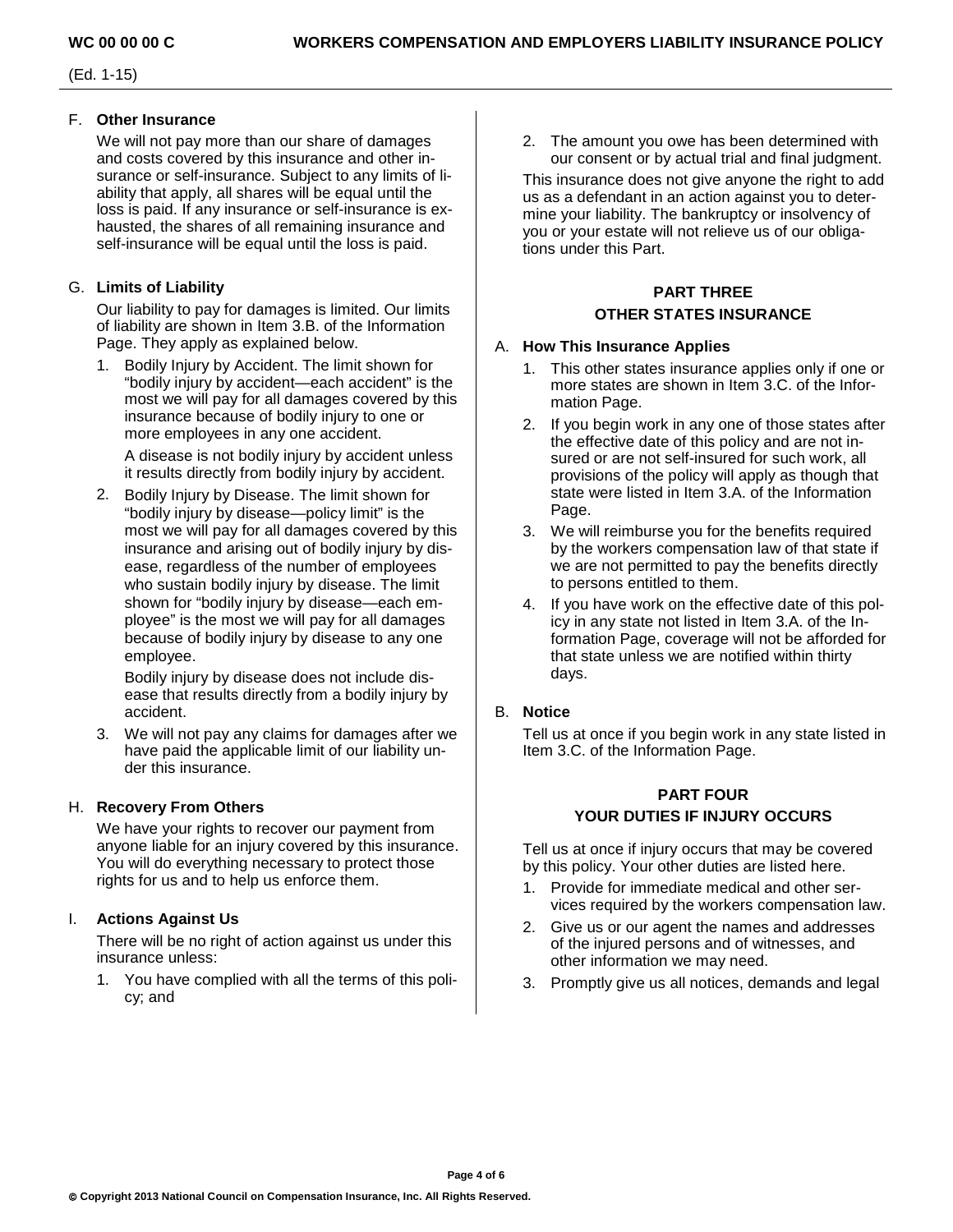### F. Other Insurance

We will not pay more than our share of damages and costs covered by this insurance and other insurance or self-insurance. Subject to any limits of liability that apply, all shares will be equal until the loss is paid. If any insurance or self-insurance is exhausted, the shares of all remaining insurance and self-insurance will be equal until the loss is paid.

### G. Limits of Liability

Our liability to pay for damages is limited. Our limits of liability are shown in Item 3.B. of the Information Page. They apply as explained below.

1. Bodily Injury by Accident. The limit shown for "bodily injury by accident—each accident" is the most we will pay for all damages covered by this insurance because of bodily injury to one or more employees in any one accident.

   A disease is not bodily injury by accident unless it results directly from bodily injury by accident.

2. Bodily Injury by Disease. The limit shown for "bodily injury by disease—policy limit" is the most we will pay for all damages covered by this insurance and arising out of bodily injury by disease, regardless of the number of employees who sustain bodily injury by disease. The limit shown for "bodily injury by disease—each employee" is the most we will pay for all damages because of bodily injury by disease to any one employee.

   Bodily injury by disease does not include disease that results directly from a bodily injury by accident.

3. We will not pay any claims for damages after we have paid the applicable limit of our liability under this insurance.

### H. Recovery From Others

We have your rights to recover our payment from anyone liable for an injury covered by this insurance. You will do everything necessary to protect those rights for us and to help us enforce them.

### I. Actions Against Us

There will be no right of action against us under this insurance unless:

1. You have complied with all the terms of this policy; and
2. The amount you owe has been determined with our consent or by actual trial and final judgment.

This insurance does not give anyone the right to add us as a defendant in an action against you to determine your liability. The bankruptcy or insolvency of you or your estate will not relieve us of our obligations under this Part.

## PART THREE
## OTHER STATES INSURANCE

### A. How This Insurance Applies

1. This other states insurance applies only if one or more states are shown in Item 3.C. of the Information Page.
2. If you begin work in any one of those states after the effective date of this policy and are not insured or are not self-insured for such work, all provisions of the policy will apply as though that state were listed in Item 3.A. of the Information Page.
3. We will reimburse you for the benefits required by the workers compensation law of that state if we are not permitted to pay the benefits directly to persons entitled to them.
4. If you have work on the effective date of this policy in any state not listed in Item 3.A. of the Information Page, coverage will not be afforded for that state unless we are notified within thirty days.

### B. Notice

Tell us at once if you begin work in any state listed in Item 3.C. of the Information Page.

## PART FOUR
## YOUR DUTIES IF INJURY OCCURS

Tell us at once if injury occurs that may be covered by this policy. Your other duties are listed here.

1. Provide for immediate medical and other services required by the workers compensation law.
2. Give us or our agent the names and addresses of the injured persons and of witnesses, and other information we may need.
3. Promptly give us all notices, demands and legal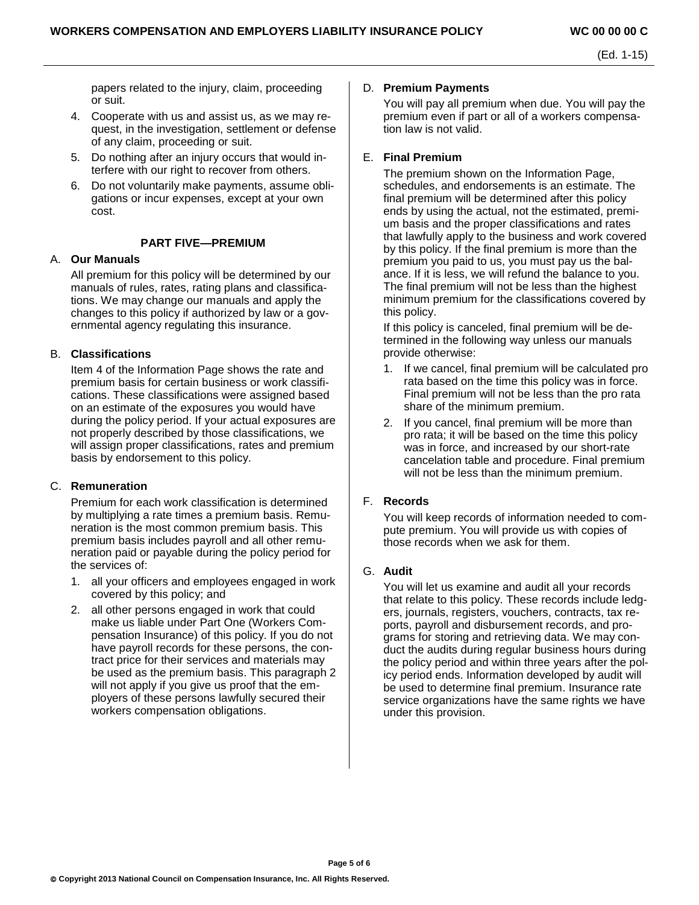papers related to the injury, claim, proceeding or suit.

4. Cooperate with us and assist us, as we may request, in the investigation, settlement or defense of any claim, proceeding or suit.
5. Do nothing after an injury occurs that would interfere with our right to recover from others.
6. Do not voluntarily make payments, assume obligations or incur expenses, except at your own cost.

## PART FIVE—PREMIUM

A. **Our Manuals**

All premium for this policy will be determined by our manuals of rules, rates, rating plans and classifications. We may change our manuals and apply the changes to this policy if authorized by law or a governmental agency regulating this insurance.

B. **Classifications**

Item 4 of the Information Page shows the rate and premium basis for certain business or work classifications. These classifications were assigned based on an estimate of the exposures you would have during the policy period. If your actual exposures are not properly described by those classifications, we will assign proper classifications, rates and premium basis by endorsement to this policy.

C. **Remuneration**

Premium for each work classification is determined by multiplying a rate times a premium basis. Remuneration is the most common premium basis. This premium basis includes payroll and all other remuneration paid or payable during the policy period for the services of:

1. all your officers and employees engaged in work covered by this policy; and
2. all other persons engaged in work that could make us liable under Part One (Workers Compensation Insurance) of this policy. If you do not have payroll records for these persons, the contract price for their services and materials may be used as the premium basis. This paragraph 2 will not apply if you give us proof that the employers of these persons lawfully secured their workers compensation obligations.

D. **Premium Payments**

You will pay all premium when due. You will pay the premium even if part or all of a workers compensation law is not valid.

E. **Final Premium**

The premium shown on the Information Page, schedules, and endorsements is an estimate. The final premium will be determined after this policy ends by using the actual, not the estimated, premium basis and the proper classifications and rates that lawfully apply to the business and work covered by this policy. If the final premium is more than the premium you paid to us, you must pay us the balance. If it is less, we will refund the balance to you. The final premium will not be less than the highest minimum premium for the classifications covered by this policy.

If this policy is canceled, final premium will be determined in the following way unless our manuals provide otherwise:

1. If we cancel, final premium will be calculated pro rata based on the time this policy was in force. Final premium will not be less than the pro rata share of the minimum premium.
2. If you cancel, final premium will be more than pro rata; it will be based on the time this policy was in force, and increased by our short-rate cancelation table and procedure. Final premium will not be less than the minimum premium.

F. **Records**

You will keep records of information needed to compute premium. You will provide us with copies of those records when we ask for them.

G. **Audit**

You will let us examine and audit all your records that relate to this policy. These records include ledgers, journals, registers, vouchers, contracts, tax reports, payroll and disbursement records, and programs for storing and retrieving data. We may conduct the audits during regular business hours during the policy period and within three years after the policy period ends. Information developed by audit will be used to determine final premium. Insurance rate service organizations have the same rights we have under this provision.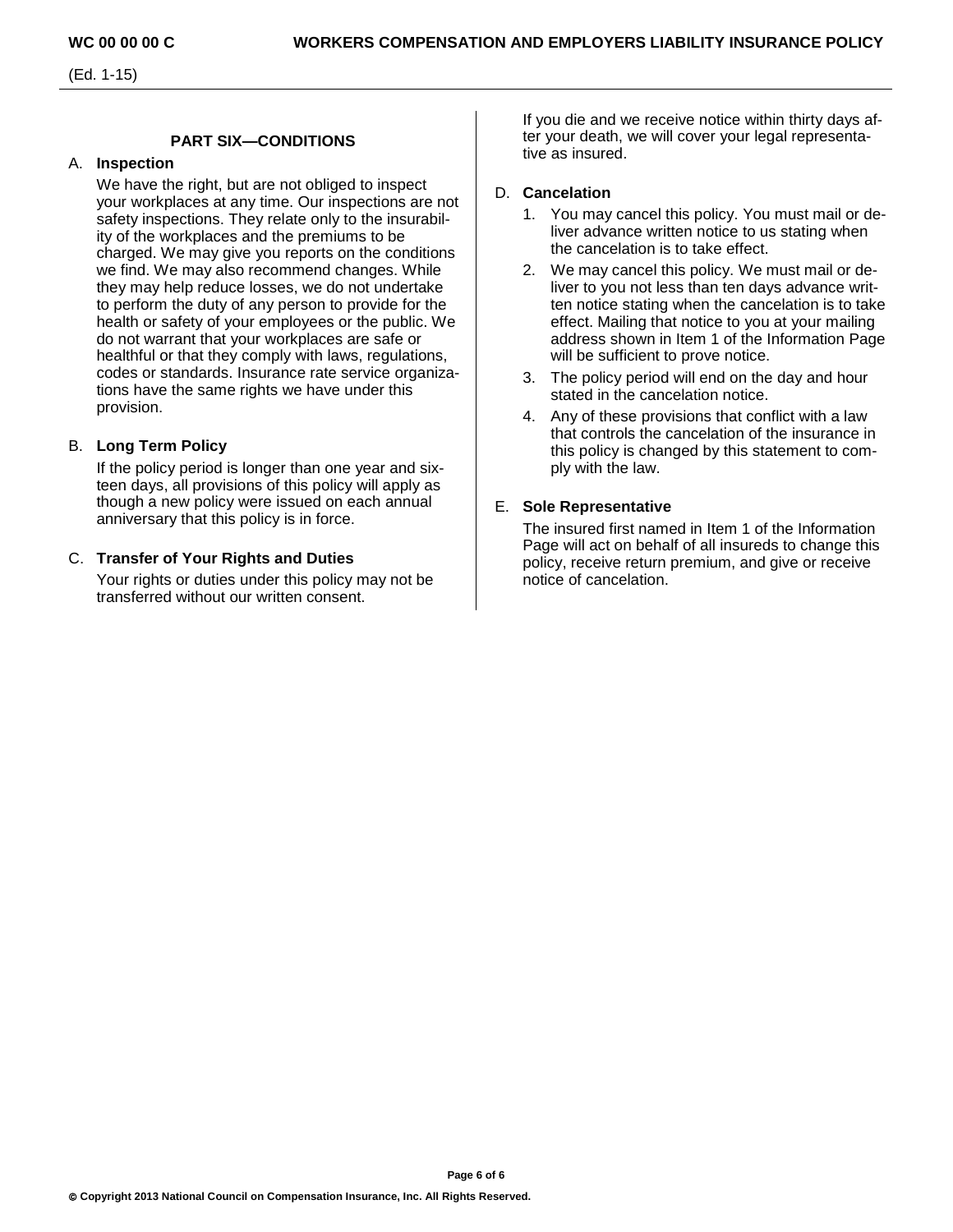## PART SIX—CONDITIONS

A. **Inspection**

We have the right, but are not obliged to inspect your workplaces at any time. Our inspections are not safety inspections. They relate only to the insurability of the workplaces and the premiums to be charged. We may give you reports on the conditions we find. We may also recommend changes. While they may help reduce losses, we do not undertake to perform the duty of any person to provide for the health or safety of your employees or the public. We do not warrant that your workplaces are safe or healthful or that they comply with laws, regulations, codes or standards. Insurance rate service organizations have the same rights we have under this provision.

B. **Long Term Policy**

If the policy period is longer than one year and sixteen days, all provisions of this policy will apply as though a new policy were issued on each annual anniversary that this policy is in force.

C. **Transfer of Your Rights and Duties**

Your rights or duties under this policy may not be transferred without our written consent.

If you die and we receive notice within thirty days after your death, we will cover your legal representative as insured.

D. **Cancelation**

1. You may cancel this policy. You must mail or deliver advance written notice to us stating when the cancelation is to take effect.
2. We may cancel this policy. We must mail or deliver to you not less than ten days advance written notice stating when the cancelation is to take effect. Mailing that notice to you at your mailing address shown in Item 1 of the Information Page will be sufficient to prove notice.
3. The policy period will end on the day and hour stated in the cancelation notice.
4. Any of these provisions that conflict with a law that controls the cancelation of the insurance in this policy is changed by this statement to comply with the law.

E. **Sole Representative**

The insured first named in Item 1 of the Information Page will act on behalf of all insureds to change this policy, receive return premium, and give or receive notice of cancelation.